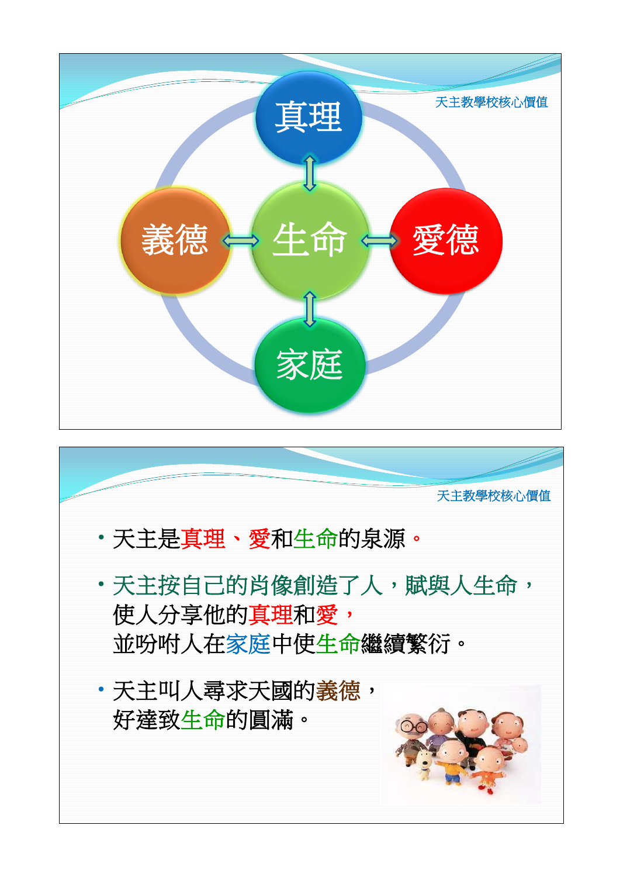天主教學校核心價值

真理

義德 ⟷ 生命 ⟷ 愛德

家庭

天主教學校核心價值

- 天主是真理、愛和生命的泉源。
- 天主按自己的肖像創造了人，賦與人生命，
  使人分享他的真理和愛，
  並吩咐人在家庭中使生命繼續繁衍。
- 天主叫人尋求天國的義德，
  好達致生命的圓滿。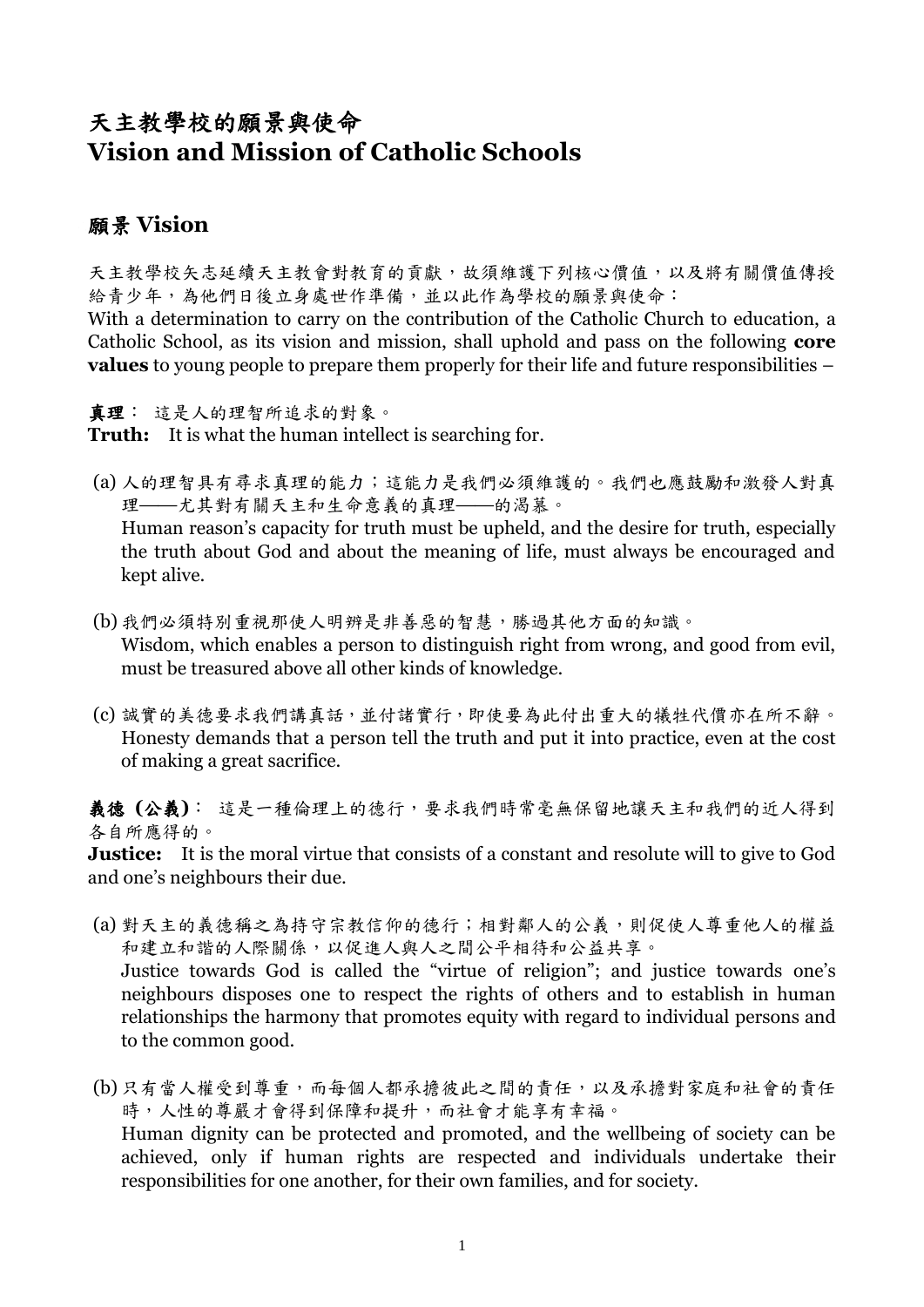# 天主教學校的願景與使命
# Vision and Mission of Catholic Schools

## 願景 Vision

天主教學校矢志延續天主教會對教育的貢獻，故須維護下列核心價值，以及將有關價值傳授給青少年，為他們日後立身處世作準備，並以此作為學校的願景與使命：
With a determination to carry on the contribution of the Catholic Church to education, a Catholic School, as its vision and mission, shall uphold and pass on the following **core values** to young people to prepare them properly for their life and future responsibilities –

**真理**： 這是人的理智所追求的對象。
**Truth:** It is what the human intellect is searching for.

(a) 人的理智具有尋求真理的能力；這能力是我們必須維護的。我們也應鼓勵和激發人對真理——尤其對有關天主和生命意義的真理——的渴慕。
Human reason's capacity for truth must be upheld, and the desire for truth, especially the truth about God and about the meaning of life, must always be encouraged and kept alive.

(b) 我們必須特別重視那使人明辨是非善惡的智慧，勝過其他方面的知識。
Wisdom, which enables a person to distinguish right from wrong, and good from evil, must be treasured above all other kinds of knowledge.

(c) 誠實的美德要求我們講真話，並付諸實行，即使要為此付出重大的犧牲代價亦在所不辭。
Honesty demands that a person tell the truth and put it into practice, even at the cost of making a great sacrifice.

**義德（公義）**： 這是一種倫理上的德行，要求我們時常毫無保留地讓天主和我們的近人得到各自所應得的。
**Justice:** It is the moral virtue that consists of a constant and resolute will to give to God and one's neighbours their due.

(a) 對天主的義德稱之為持守宗教信仰的德行；相對鄰人的公義，則促使人尊重他人的權益和建立和諧的人際關係，以促進人與人之間公平相待和公益共享。
Justice towards God is called the "virtue of religion"; and justice towards one's neighbours disposes one to respect the rights of others and to establish in human relationships the harmony that promotes equity with regard to individual persons and to the common good.

(b) 只有當人權受到尊重，而每個人都承擔彼此之間的責任，以及承擔對家庭和社會的責任時，人性的尊嚴才會得到保障和提升，而社會才能享有幸福。
Human dignity can be protected and promoted, and the wellbeing of society can be achieved, only if human rights are respected and individuals undertake their responsibilities for one another, for their own families, and for society.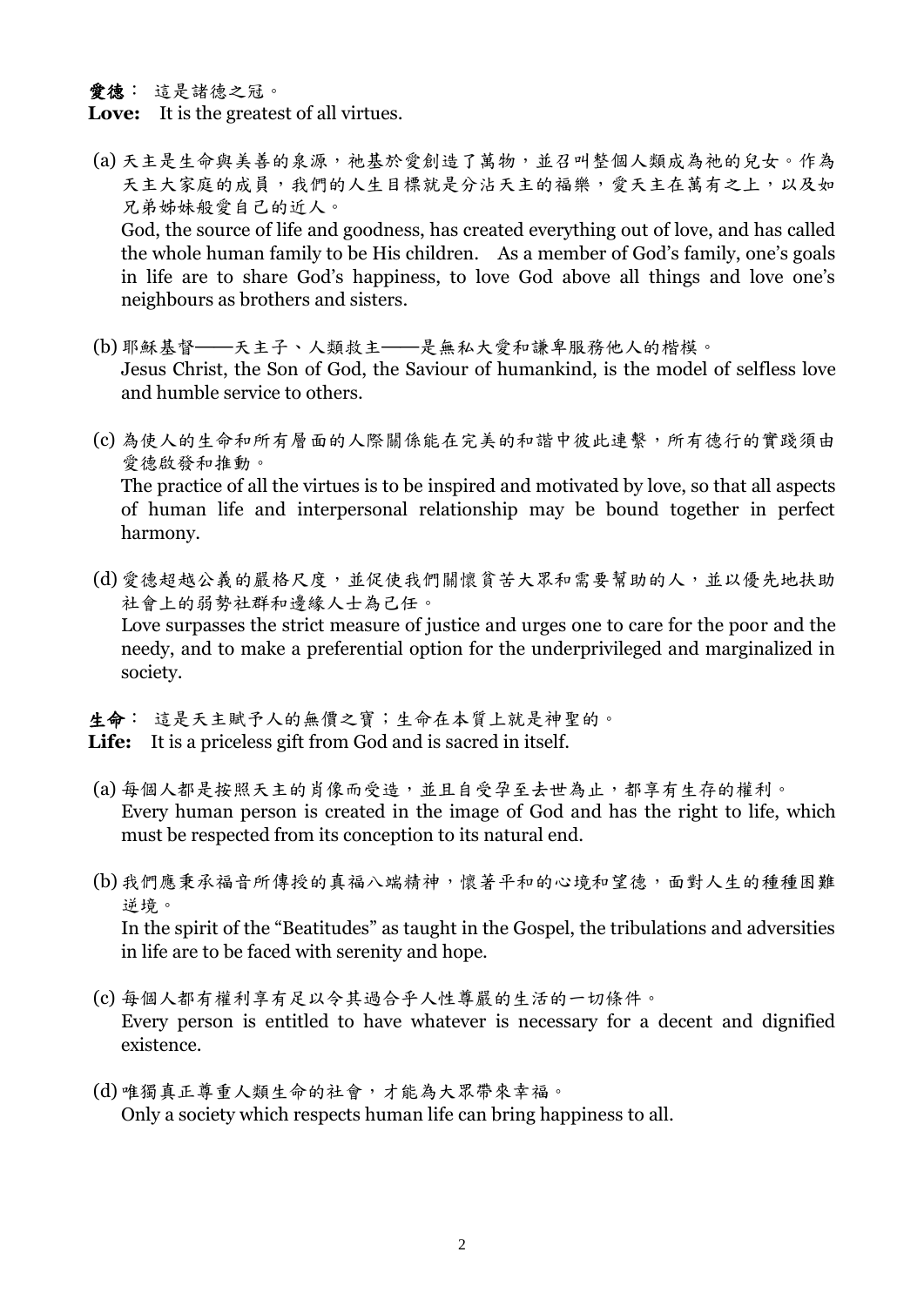**愛德**： 這是諸德之冠。

**Love:** It is the greatest of all virtues.

(a) 天主是生命與美善的泉源，祂基於愛創造了萬物，並召叫整個人類成為祂的兒女。作為天主大家庭的成員，我們的人生目標就是分沾天主的福樂，愛天主在萬有之上，以及如兄弟姊妹般愛自己的近人。
God, the source of life and goodness, has created everything out of love, and has called the whole human family to be His children. As a member of God's family, one's goals in life are to share God's happiness, to love God above all things and love one's neighbours as brothers and sisters.

(b) 耶穌基督——天主子、人類救主——是無私大愛和謙卑服務他人的楷模。
Jesus Christ, the Son of God, the Saviour of humankind, is the model of selfless love and humble service to others.

(c) 為使人的生命和所有層面的人際關係能在完美的和諧中彼此連繫，所有德行的實踐須由愛德啟發和推動。
The practice of all the virtues is to be inspired and motivated by love, so that all aspects of human life and interpersonal relationship may be bound together in perfect harmony.

(d) 愛德超越公義的嚴格尺度，並促使我們關懷貧苦大眾和需要幫助的人，並以優先地扶助社會上的弱勢社群和邊緣人士為己任。
Love surpasses the strict measure of justice and urges one to care for the poor and the needy, and to make a preferential option for the underprivileged and marginalized in society.

**生命**： 這是天主賦予人的無價之寶；生命在本質上就是神聖的。

**Life:** It is a priceless gift from God and is sacred in itself.

(a) 每個人都是按照天主的肖像而受造，並且自受孕至去世為止，都享有生存的權利。
Every human person is created in the image of God and has the right to life, which must be respected from its conception to its natural end.

(b) 我們應秉承福音所傳授的真福八端精神，懷著平和的心境和望德，面對人生的種種困難逆境。
In the spirit of the "Beatitudes" as taught in the Gospel, the tribulations and adversities in life are to be faced with serenity and hope.

(c) 每個人都有權利享有足以令其過合乎人性尊嚴的生活的一切條件。
Every person is entitled to have whatever is necessary for a decent and dignified existence.

(d) 唯獨真正尊重人類生命的社會，才能為大眾帶來幸福。
Only a society which respects human life can bring happiness to all.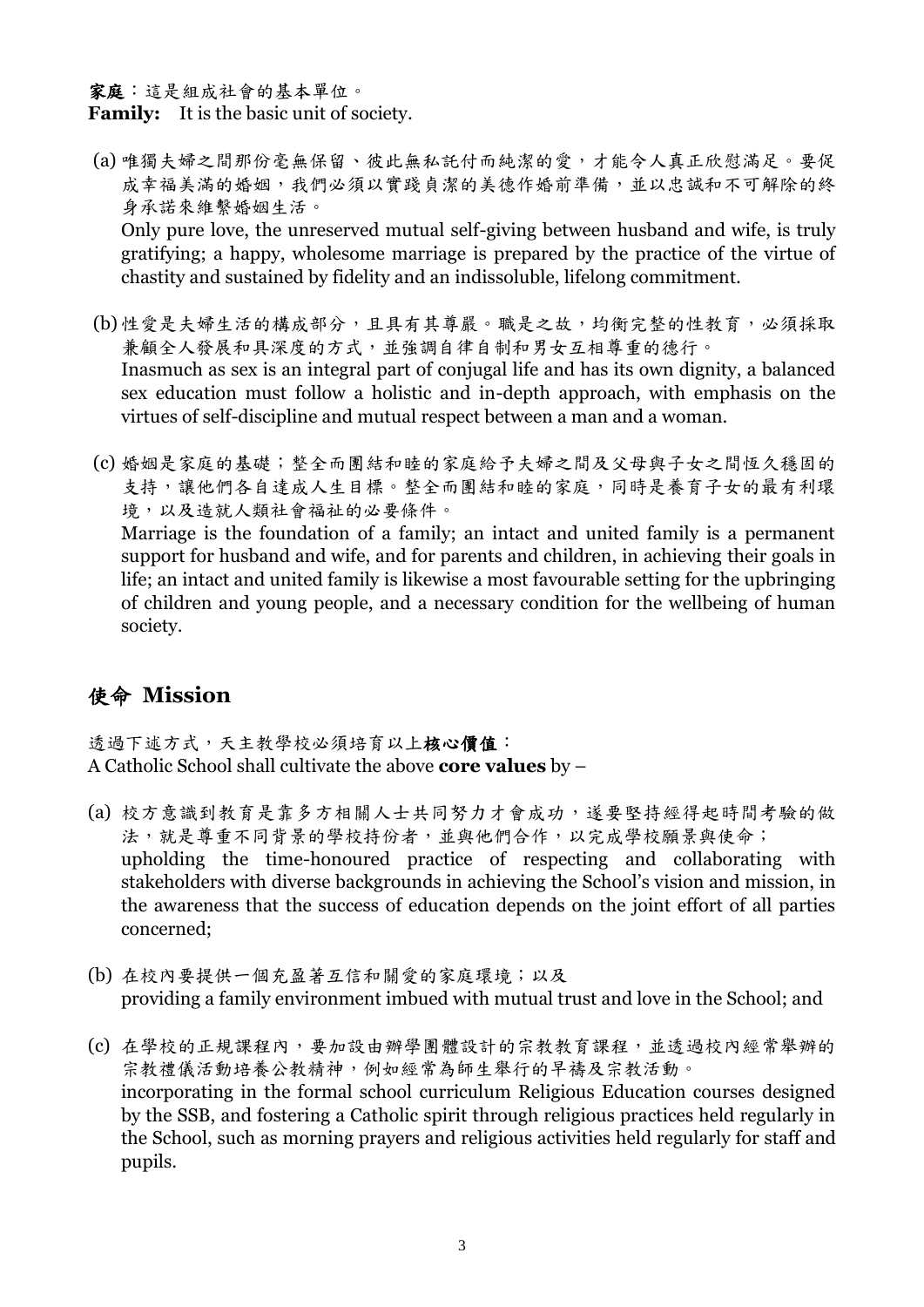**家庭**：這是組成社會的基本單位。
**Family:** It is the basic unit of society.

(a) 唯獨夫婦之間那份毫無保留、彼此無私託付而純潔的愛，才能令人真正欣慰滿足。要促成幸福美滿的婚姻，我們必須以實踐貞潔的美德作婚前準備，並以忠誠和不可解除的終身承諾來維繫婚姻生活。
Only pure love, the unreserved mutual self-giving between husband and wife, is truly gratifying; a happy, wholesome marriage is prepared by the practice of the virtue of chastity and sustained by fidelity and an indissoluble, lifelong commitment.

(b) 性愛是夫婦生活的構成部分，且具有其尊嚴。職是之故，均衡完整的性教育，必須採取兼顧全人發展和具深度的方式，並強調自律自制和男女互相尊重的德行。
Inasmuch as sex is an integral part of conjugal life and has its own dignity, a balanced sex education must follow a holistic and in-depth approach, with emphasis on the virtues of self-discipline and mutual respect between a man and a woman.

(c) 婚姻是家庭的基礎；整全而團結和睦的家庭給予夫婦之間及父母與子女之間恆久穩固的支持，讓他們各自達成人生目標。整全而團結和睦的家庭，同時是養育子女的最有利環境，以及造就人類社會福祉的必要條件。
Marriage is the foundation of a family; an intact and united family is a permanent support for husband and wife, and for parents and children, in achieving their goals in life; an intact and united family is likewise a most favourable setting for the upbringing of children and young people, and a necessary condition for the wellbeing of human society.

## 使命 Mission

透過下述方式，天主教學校必須培育以上**核心價值**：
A Catholic School shall cultivate the above **core values** by –

(a) 校方意識到教育是靠多方相關人士共同努力才會成功，遂要堅持經得起時間考驗的做法，就是尊重不同背景的學校持份者，並與他們合作，以完成學校願景與使命；
upholding the time-honoured practice of respecting and collaborating with stakeholders with diverse backgrounds in achieving the School's vision and mission, in the awareness that the success of education depends on the joint effort of all parties concerned;

(b) 在校內要提供一個充盈著互信和關愛的家庭環境；以及
providing a family environment imbued with mutual trust and love in the School; and

(c) 在學校的正規課程內，要加設由辦學團體設計的宗教教育課程，並透過校內經常舉辦的宗教禮儀活動培養公教精神，例如經常為師生舉行的早禱及宗教活動。
incorporating in the formal school curriculum Religious Education courses designed by the SSB, and fostering a Catholic spirit through religious practices held regularly in the School, such as morning prayers and religious activities held regularly for staff and pupils.